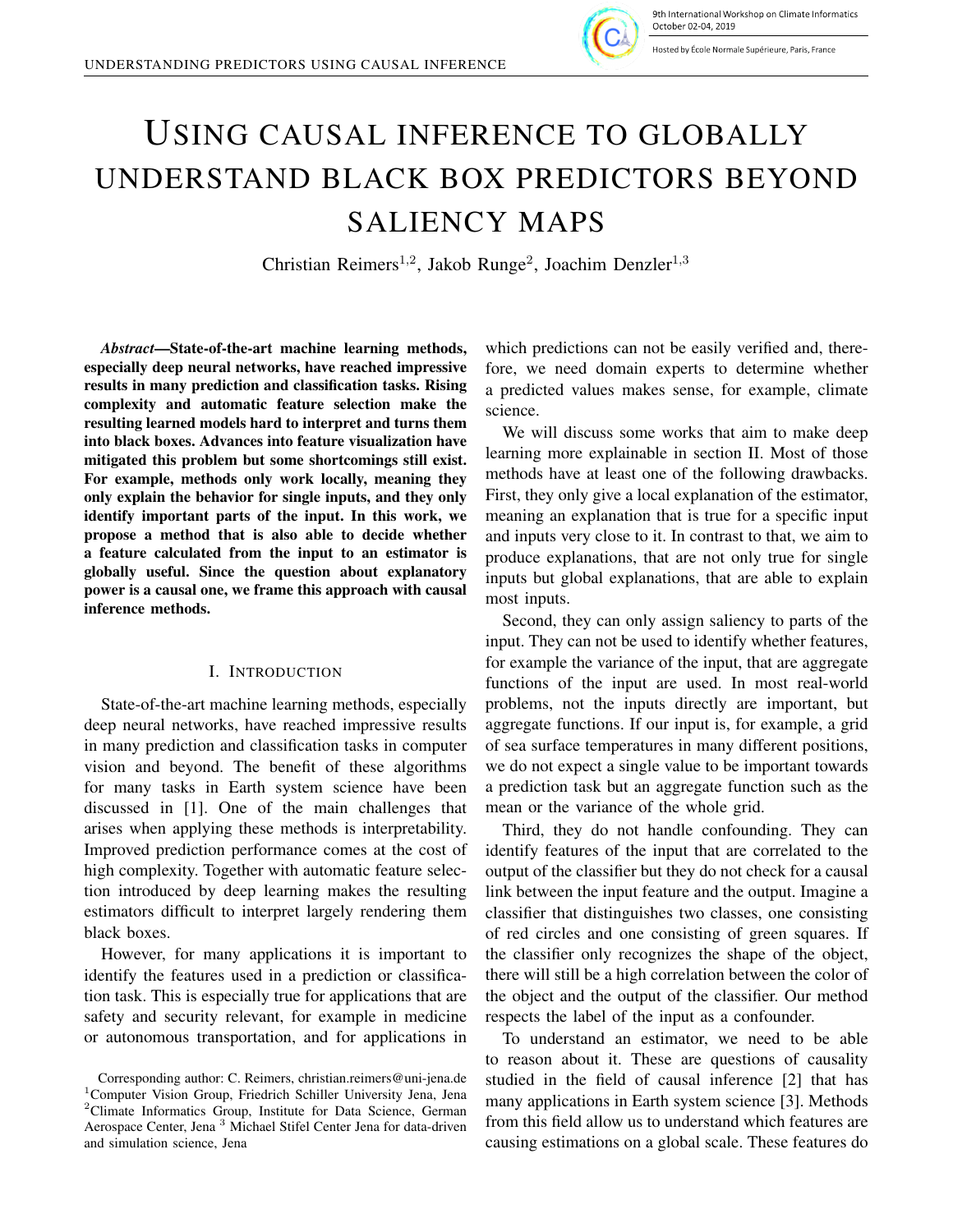# USING CAUSAL INFERENCE TO GLOBALLY UNDERSTAND BLACK BOX PREDICTORS BEYOND SALIENCY MAPS

Christian Reimers[1,2], Jakob Runge[2], Joachim Denzler[1,3]

***Abstract*—State-of-the-art machine learning methods, especially deep neural networks, have reached impressive results in many prediction and classification tasks. Rising complexity and automatic feature selection make the resulting learned models hard to interpret and turns them into black boxes. Advances into feature visualization have mitigated this problem but some shortcomings still exist. For example, methods only work locally, meaning they only explain the behavior for single inputs, and they only identify important parts of the input. In this work, we propose a method that is also able to decide whether a feature calculated from the input to an estimator is globally useful. Since the question about explanatory power is a causal one, we frame this approach with causal inference methods.**

## I. Introduction

State-of-the-art machine learning methods, especially deep neural networks, have reached impressive results in many prediction and classification tasks in computer vision and beyond. The benefit of these algorithms for many tasks in Earth system science have been discussed in [1]. One of the main challenges that arises when applying these methods is interpretability. Improved prediction performance comes at the cost of high complexity. Together with automatic feature selection introduced by deep learning makes the resulting estimators difficult to interpret largely rendering them black boxes.

However, for many applications it is important to identify the features used in a prediction or classification task. This is especially true for applications that are safety and security relevant, for example in medicine or autonomous transportation, and for applications in which predictions can not be easily verified and, therefore, we need domain experts to determine whether a predicted values makes sense, for example, climate science.

We will discuss some works that aim to make deep learning more explainable in section II. Most of those methods have at least one of the following drawbacks. First, they only give a local explanation of the estimator, meaning an explanation that is true for a specific input and inputs very close to it. In contrast to that, we aim to produce explanations, that are not only true for single inputs but global explanations, that are able to explain most inputs.

Second, they can only assign saliency to parts of the input. They can not be used to identify whether features, for example the variance of the input, that are aggregate functions of the input are used. In most real-world problems, not the inputs directly are important, but aggregate functions. If our input is, for example, a grid of sea surface temperatures in many different positions, we do not expect a single value to be important towards a prediction task but an aggregate function such as the mean or the variance of the whole grid.

Third, they do not handle confounding. They can identify features of the input that are correlated to the output of the classifier but they do not check for a causal link between the input feature and the output. Imagine a classifier that distinguishes two classes, one consisting of red circles and one consisting of green squares. If the classifier only recognizes the shape of the object, there will still be a high correlation between the color of the object and the output of the classifier. Our method respects the label of the input as a confounder.

To understand an estimator, we need to be able to reason about it. These are questions of causality studied in the field of causal inference [2] that has many applications in Earth system science [3]. Methods from this field allow us to understand which features are causing estimations on a global scale. These features do

Corresponding author: C. Reimers, christian.reimers@uni-jena.de
[1]Computer Vision Group, Friedrich Schiller University Jena, Jena
[2]Climate Informatics Group, Institute for Data Science, German Aerospace Center, Jena [3] Michael Stifel Center Jena for data-driven and simulation science, Jena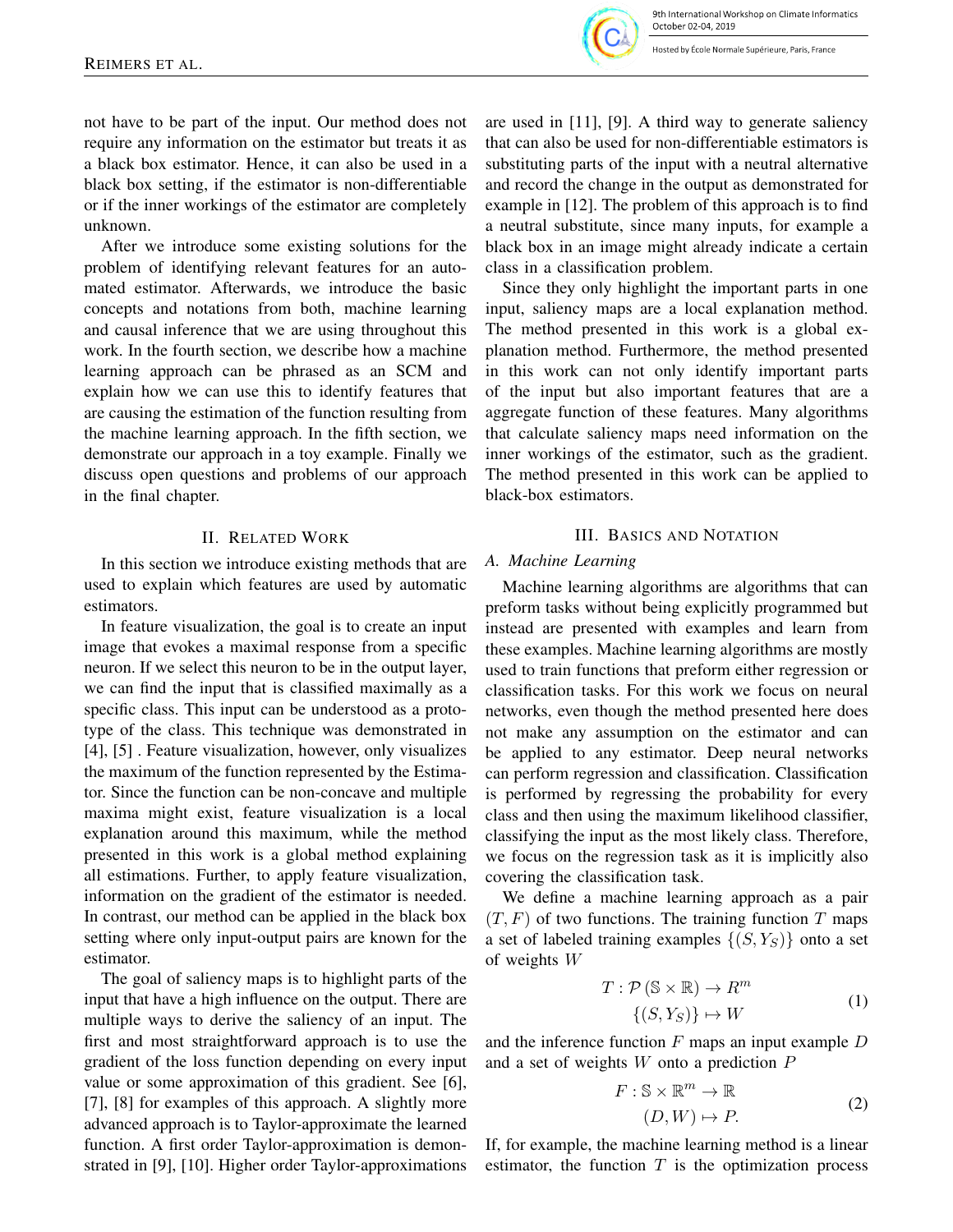not have to be part of the input. Our method does not require any information on the estimator but treats it as a black box estimator. Hence, it can also be used in a black box setting, if the estimator is non-differentiable or if the inner workings of the estimator are completely unknown.

After we introduce some existing solutions for the problem of identifying relevant features for an automated estimator. Afterwards, we introduce the basic concepts and notations from both, machine learning and causal inference that we are using throughout this work. In the fourth section, we describe how a machine learning approach can be phrased as an SCM and explain how we can use this to identify features that are causing the estimation of the function resulting from the machine learning approach. In the fifth section, we demonstrate our approach in a toy example. Finally we discuss open questions and problems of our approach in the final chapter.

## II. Related Work

In this section we introduce existing methods that are used to explain which features are used by automatic estimators.

In feature visualization, the goal is to create an input image that evokes a maximal response from a specific neuron. If we select this neuron to be in the output layer, we can find the input that is classified maximally as a specific class. This input can be understood as a prototype of the class. This technique was demonstrated in [4], [5] . Feature visualization, however, only visualizes the maximum of the function represented by the Estimator. Since the function can be non-concave and multiple maxima might exist, feature visualization is a local explanation around this maximum, while the method presented in this work is a global method explaining all estimations. Further, to apply feature visualization, information on the gradient of the estimator is needed. In contrast, our method can be applied in the black box setting where only input-output pairs are known for the estimator.

The goal of saliency maps is to highlight parts of the input that have a high influence on the output. There are multiple ways to derive the saliency of an input. The first and most straightforward approach is to use the gradient of the loss function depending on every input value or some approximation of this gradient. See [6], [7], [8] for examples of this approach. A slightly more advanced approach is to Taylor-approximate the learned function. A first order Taylor-approximation is demonstrated in [9], [10]. Higher order Taylor-approximations are used in [11], [9]. A third way to generate saliency that can also be used for non-differentiable estimators is substituting parts of the input with a neutral alternative and record the change in the output as demonstrated for example in [12]. The problem of this approach is to find a neutral substitute, since many inputs, for example a black box in an image might already indicate a certain class in a classification problem.

Since they only highlight the important parts in one input, saliency maps are a local explanation method. The method presented in this work is a global explanation method. Furthermore, the method presented in this work can not only identify important parts of the input but also important features that are a aggregate function of these features. Many algorithms that calculate saliency maps need information on the inner workings of the estimator, such as the gradient. The method presented in this work can be applied to black-box estimators.

## III. Basics and Notation

### A. Machine Learning

Machine learning algorithms are algorithms that can preform tasks without being explicitly programmed but instead are presented with examples and learn from these examples. Machine learning algorithms are mostly used to train functions that preform either regression or classification tasks. For this work we focus on neural networks, even though the method presented here does not make any assumption on the estimator and can be applied to any estimator. Deep neural networks can perform regression and classification. Classification is performed by regressing the probability for every class and then using the maximum likelihood classifier, classifying the input as the most likely class. Therefore, we focus on the regression task as it is implicitly also covering the classification task.

We define a machine learning approach as a pair $(T, F)$ of two functions. The training function $T$ maps a set of labeled training examples $\{(S, Y_S)\}$ onto a set of weights $W$

$$
\begin{aligned}
T : \mathcal{P}\left(\mathbb{S} \times \mathbb{R}\right) &\to R^m \\
\{(S, Y_S)\} &\mapsto W
\end{aligned}
\tag{1}
$$

and the inference function $F$ maps an input example $D$ and a set of weights $W$ onto a prediction $P$

$$
\begin{aligned}
F : \mathbb{S} \times \mathbb{R}^m &\to \mathbb{R} \\
(D, W) &\mapsto P.
\end{aligned}
\tag{2}
$$

If, for example, the machine learning method is a linear estimator, the function $T$ is the optimization process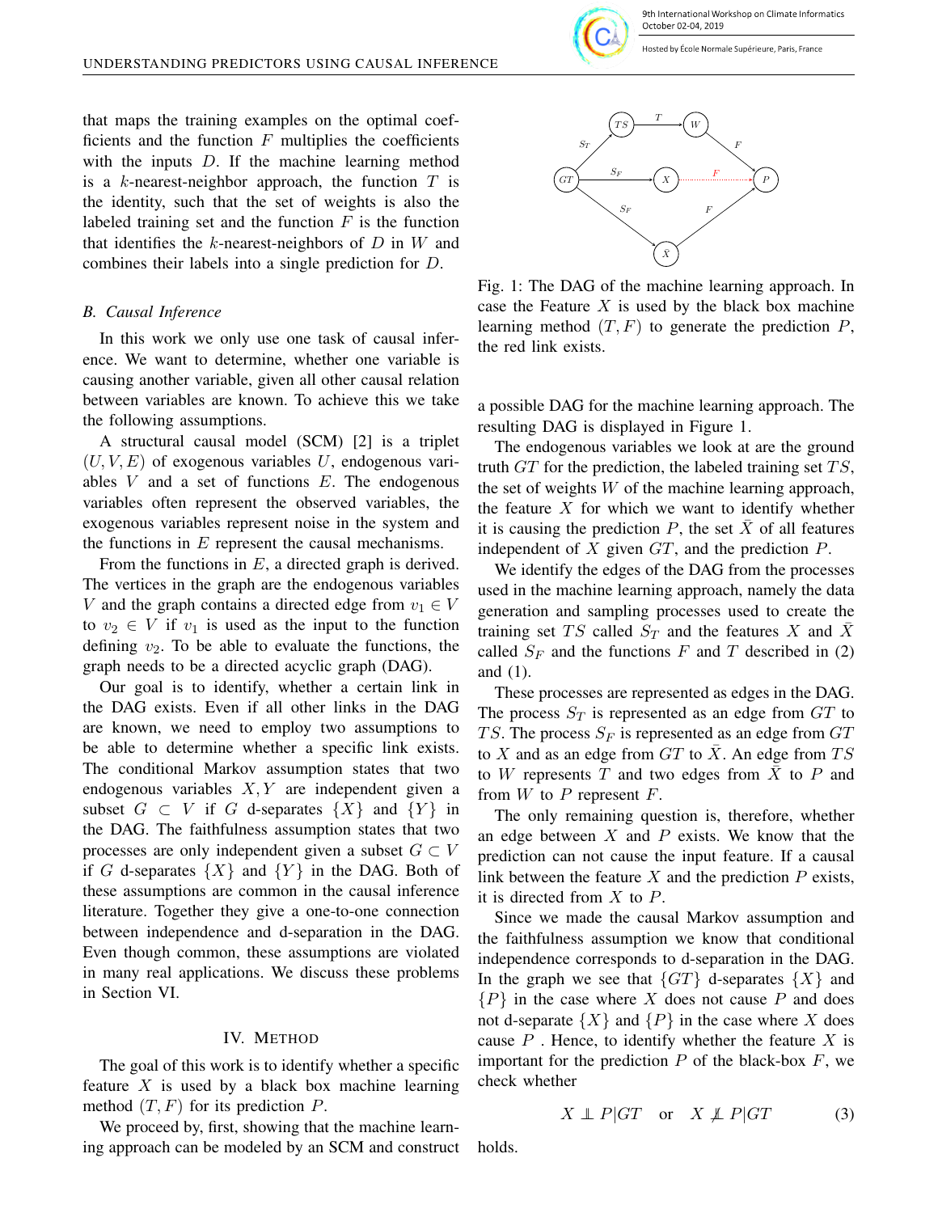that maps the training examples on the optimal coefficients and the function $F$ multiplies the coefficients with the inputs $D$. If the machine learning method is a $k$-nearest-neighbor approach, the function $T$ is the identity, such that the set of weights is also the labeled training set and the function $F$ is the function that identifies the $k$-nearest-neighbors of $D$ in $W$ and combines their labels into a single prediction for $D$.

### B. Causal Inference

In this work we only use one task of causal inference. We want to determine, whether one variable is causing another variable, given all other causal relation between variables are known. To achieve this we take the following assumptions.

A structural causal model (SCM) [2] is a triplet $(U, V, E)$ of exogenous variables $U$, endogenous variables $V$ and a set of functions $E$. The endogenous variables often represent the observed variables, the exogenous variables represent noise in the system and the functions in $E$ represent the causal mechanisms.

From the functions in $E$, a directed graph is derived. The vertices in the graph are the endogenous variables $V$ and the graph contains a directed edge from $v_1 \in V$ to $v_2 \in V$ if $v_1$ is used as the input to the function defining $v_2$. To be able to evaluate the functions, the graph needs to be a directed acyclic graph (DAG).

Our goal is to identify, whether a certain link in the DAG exists. Even if all other links in the DAG are known, we need to employ two assumptions to be able to determine whether a specific link exists. The conditional Markov assumption states that two endogenous variables $X, Y$ are independent given a subset $G \subset V$ if $G$ d-separates $\{X\}$ and $\{Y\}$ in the DAG. The faithfulness assumption states that two processes are only independent given a subset $G \subset V$ if $G$ d-separates $\{X\}$ and $\{Y\}$ in the DAG. Both of these assumptions are common in the causal inference literature. Together they give a one-to-one connection between independence and d-separation in the DAG. Even though common, these assumptions are violated in many real applications. We discuss these problems in Section VI.

## IV. Method

The goal of this work is to identify whether a specific feature $X$ is used by a black box machine learning method $(T, F)$ for its prediction $P$.

We proceed by, first, showing that the machine learning approach can be modeled by an SCM and construct a possible DAG for the machine learning approach. The resulting DAG is displayed in Figure 1.

Fig. 1: The DAG of the machine learning approach. In case the Feature $X$ is used by the black box machine learning method $(T, F)$ to generate the prediction $P$, the red link exists.

The endogenous variables we look at are the ground truth $GT$ for the prediction, the labeled training set $TS$, the set of weights $W$ of the machine learning approach, the feature $X$ for which we want to identify whether it is causing the prediction $P$, the set $\bar{X}$ of all features independent of $X$ given $GT$, and the prediction $P$.

We identify the edges of the DAG from the processes used in the machine learning approach, namely the data generation and sampling processes used to create the training set $TS$ called $S_T$ and the features $X$ and $\bar{X}$ called $S_F$ and the functions $F$ and $T$ described in (2) and (1).

These processes are represented as edges in the DAG. The process $S_T$ is represented as an edge from $GT$ to $TS$. The process $S_F$ is represented as an edge from $GT$ to $X$ and as an edge from $GT$ to $\bar{X}$. An edge from $TS$ to $W$ represents $T$ and two edges from $\bar{X}$ to $P$ and from $W$ to $P$ represent $F$.

The only remaining question is, therefore, whether an edge between $X$ and $P$ exists. We know that the prediction can not cause the input feature. If a causal link between the feature $X$ and the prediction $P$ exists, it is directed from $X$ to $P$.

Since we made the causal Markov assumption and the faithfulness assumption we know that conditional independence corresponds to d-separation in the DAG. In the graph we see that $\{GT\}$ d-separates $\{X\}$ and $\{P\}$ in the case where $X$ does not cause $P$ and does not d-separate $\{X\}$ and $\{P\}$ in the case where $X$ does cause $P$ . Hence, to identify whether the feature $X$ is important for the prediction $P$ of the black-box $F$, we check whether

$$X \perp\!\!\!\perp P | GT \quad \text{or} \quad X \not\perp\!\!\!\perp P | GT \tag{3}$$

holds.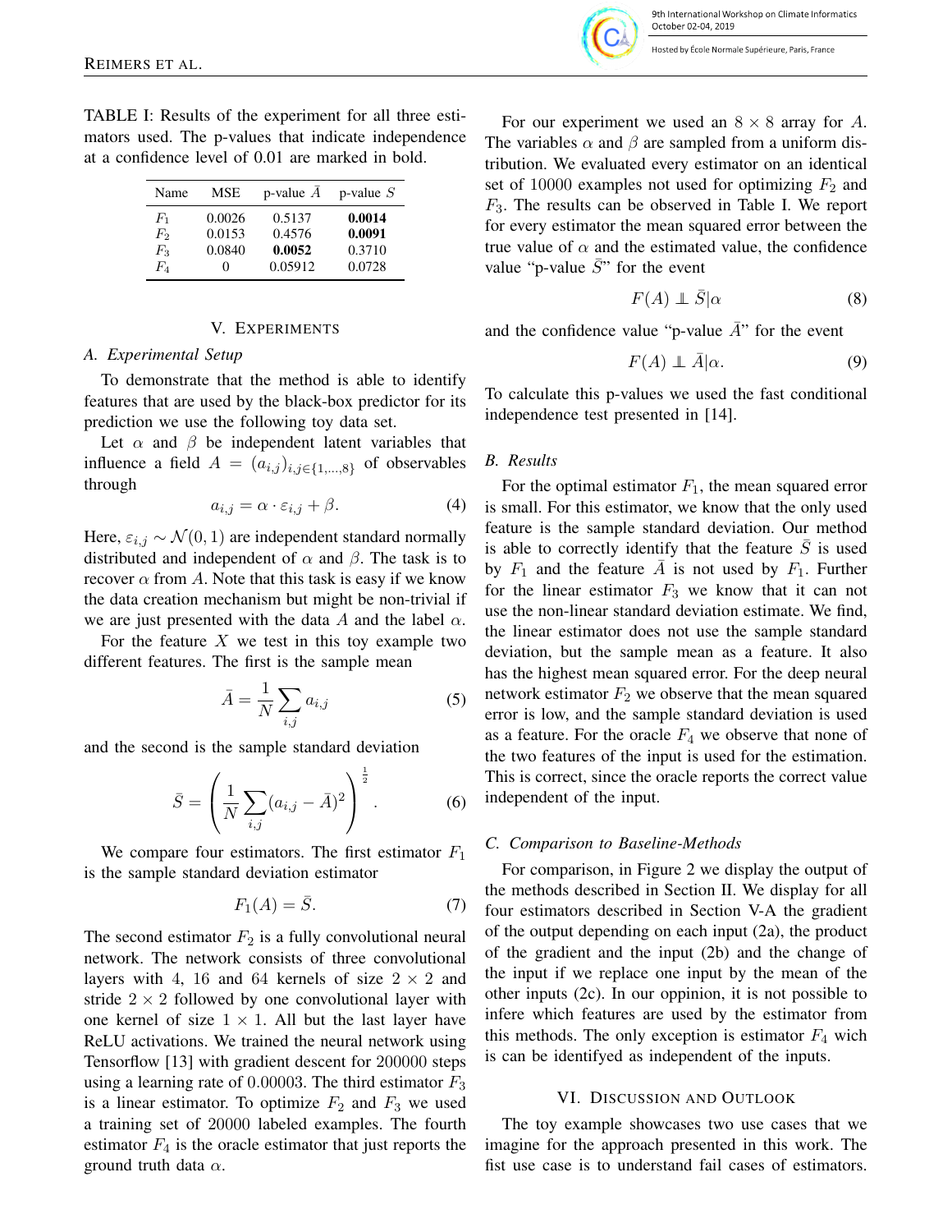TABLE I: Results of the experiment for all three estimators used. The p-values that indicate independence at a confidence level of 0.01 are marked in bold.

| Name | MSE | p-value $\bar{A}$ | p-value $S$ |
|---|---|---|---|
| $F_1$ | 0.0026 | 0.5137 | **0.0014** |
| $F_2$ | 0.0153 | 0.4576 | **0.0091** |
| $F_3$ | 0.0840 | **0.0052** | 0.3710 |
| $F_4$ | 0 | 0.05912 | 0.0728 |

## V. Experiments

### A. Experimental Setup

To demonstrate that the method is able to identify features that are used by the black-box predictor for its prediction we use the following toy data set.

Let $\alpha$ and $\beta$ be independent latent variables that influence a field $A = (a_{i,j})_{i,j \in \{1,\ldots,8\}}$ of observables through

$$a_{i,j} = \alpha \cdot \varepsilon_{i,j} + \beta. \tag{4}$$

Here, $\varepsilon_{i,j} \sim \mathcal{N}(0,1)$ are independent standard normally distributed and independent of $\alpha$ and $\beta$. The task is to recover $\alpha$ from $A$. Note that this task is easy if we know the data creation mechanism but might be non-trivial if we are just presented with the data $A$ and the label $\alpha$.

For the feature $X$ we test in this toy example two different features. The first is the sample mean

$$\bar{A} = \frac{1}{N} \sum_{i,j} a_{i,j} \tag{5}$$

and the second is the sample standard deviation

$$\bar{S} = \left( \frac{1}{N} \sum_{i,j} (a_{i,j} - \bar{A})^2 \right)^{\frac{1}{2}}. \tag{6}$$

We compare four estimators. The first estimator $F_1$ is the sample standard deviation estimator

$$F_1(A) = \bar{S}. \tag{7}$$

The second estimator $F_2$ is a fully convolutional neural network. The network consists of three convolutional layers with 4, 16 and 64 kernels of size $2 \times 2$ and stride $2 \times 2$ followed by one convolutional layer with one kernel of size $1 \times 1$. All but the last layer have ReLU activations. We trained the neural network using Tensorflow [13] with gradient descent for 200000 steps using a learning rate of 0.00003. The third estimator $F_3$ is a linear estimator. To optimize $F_2$ and $F_3$ we used a training set of 20000 labeled examples. The fourth estimator $F_4$ is the oracle estimator that just reports the ground truth data $\alpha$.

For our experiment we used an $8 \times 8$ array for $A$. The variables $\alpha$ and $\beta$ are sampled from a uniform distribution. We evaluated every estimator on an identical set of 10000 examples not used for optimizing $F_2$ and $F_3$. The results can be observed in Table I. We report for every estimator the mean squared error between the true value of $\alpha$ and the estimated value, the confidence value "p-value $\bar{S}$" for the event

$$F(A) \perp\!\!\!\perp \bar{S} | \alpha \tag{8}$$

and the confidence value "p-value $\bar{A}$" for the event

$$F(A) \perp\!\!\!\perp \bar{A} | \alpha. \tag{9}$$

To calculate this p-values we used the fast conditional independence test presented in [14].

### B. Results

For the optimal estimator $F_1$, the mean squared error is small. For this estimator, we know that the only used feature is the sample standard deviation. Our method is able to correctly identify that the feature $\bar{S}$ is used by $F_1$ and the feature $\bar{A}$ is not used by $F_1$. Further for the linear estimator $F_3$ we know that it can not use the non-linear standard deviation estimate. We find, the linear estimator does not use the sample standard deviation, but the sample mean as a feature. It also has the highest mean squared error. For the deep neural network estimator $F_2$ we observe that the mean squared error is low, and the sample standard deviation is used as a feature. For the oracle $F_4$ we observe that none of the two features of the input is used for the estimation. This is correct, since the oracle reports the correct value independent of the input.

### C. Comparison to Baseline-Methods

For comparison, in Figure 2 we display the output of the methods described in Section II. We display for all four estimators described in Section V-A the gradient of the output depending on each input (2a), the product of the gradient and the input (2b) and the change of the input if we replace one input by the mean of the other inputs (2c). In our oppinion, it is not possible to infere which features are used by the estimator from this methods. The only exception is estimator $F_4$ wich is can be identifyed as independent of the inputs.

## VI. Discussion and Outlook

The toy example showcases two use cases that we imagine for the approach presented in this work. The fist use case is to understand fail cases of estimators.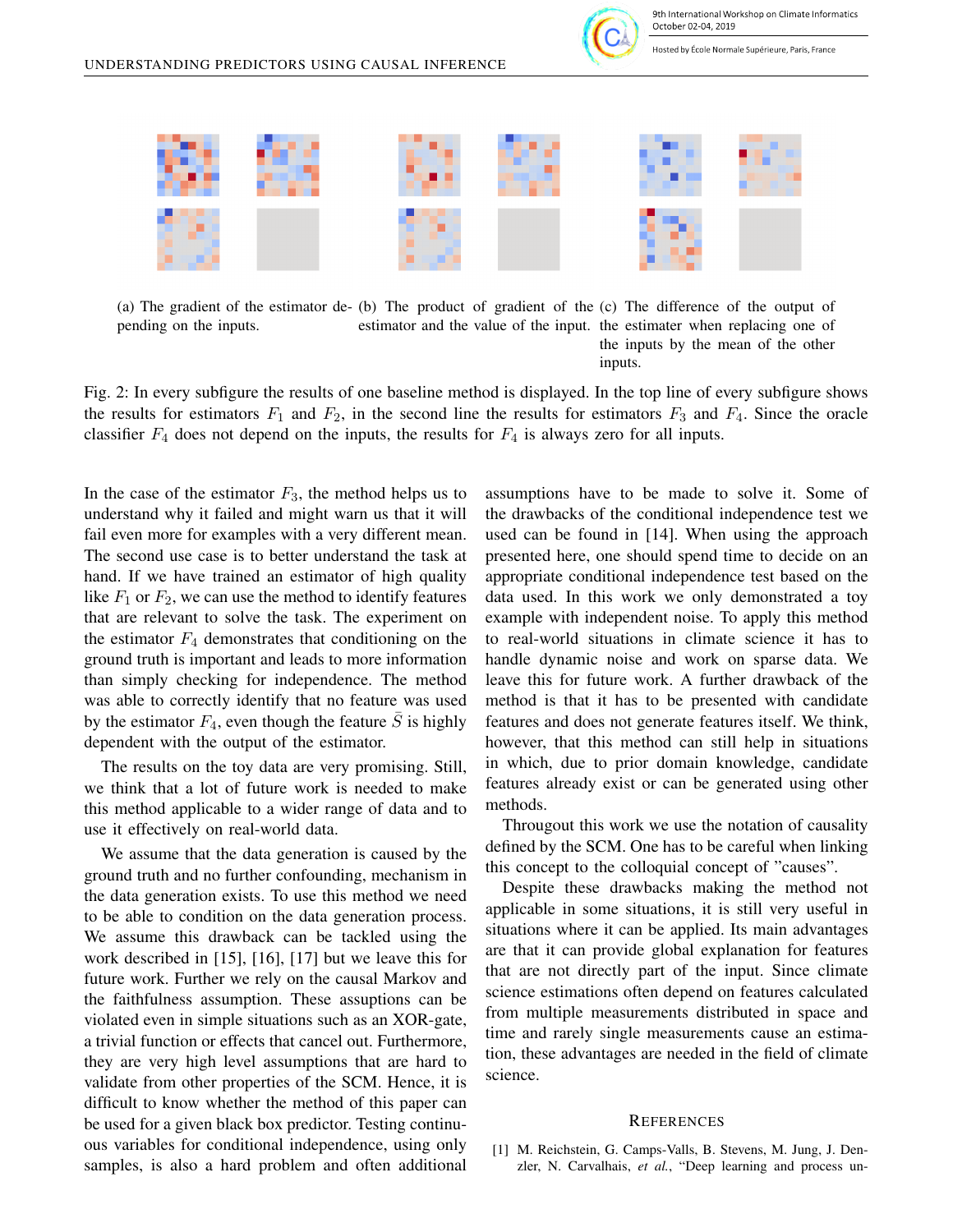(a) The gradient of the estimator depending on the inputs.

(b) The product of gradient of the estimator and the value of the input.

(c) The difference of the output of the estimator when replacing one of the inputs by the mean of the other inputs.

Fig. 2: In every subfigure the results of one baseline method is displayed. In the top line of every subfigure shows the results for estimators $F_1$ and $F_2$, in the second line the results for estimators $F_3$ and $F_4$. Since the oracle classifier $F_4$ does not depend on the inputs, the results for $F_4$ is always zero for all inputs.

In the case of the estimator $F_3$, the method helps us to understand why it failed and might warn us that it will fail even more for examples with a very different mean. The second use case is to better understand the task at hand. If we have trained an estimator of high quality like $F_1$ or $F_2$, we can use the method to identify features that are relevant to solve the task. The experiment on the estimator $F_4$ demonstrates that conditioning on the ground truth is important and leads to more information than simply checking for independence. The method was able to correctly identify that no feature was used by the estimator $F_4$, even though the feature $\bar{S}$ is highly dependent with the output of the estimator.

The results on the toy data are very promising. Still, we think that a lot of future work is needed to make this method applicable to a wider range of data and to use it effectively on real-world data.

We assume that the data generation is caused by the ground truth and no further confounding, mechanism in the data generation exists. To use this method we need to be able to condition on the data generation process. We assume this drawback can be tackled using the work described in [15], [16], [17] but we leave this for future work. Further we rely on the causal Markov and the faithfulness assumption. These assumptions can be violated even in simple situations such as an XOR-gate, a trivial function or effects that cancel out. Furthermore, they are very high level assumptions that are hard to validate from other properties of the SCM. Hence, it is difficult to know whether the method of this paper can be used for a given black box predictor. Testing continuous variables for conditional independence, using only samples, is also a hard problem and often additional assumptions have to be made to solve it. Some of the drawbacks of the conditional independence test we used can be found in [14]. When using the approach presented here, one should spend time to decide on an appropriate conditional independence test based on the data used. In this work we only demonstrated a toy example with independent noise. To apply this method to real-world situations in climate science it has to handle dynamic noise and work on sparse data. We leave this for future work. A further drawback of the method is that it has to be presented with candidate features and does not generate features itself. We think, however, that this method can still help in situations in which, due to prior domain knowledge, candidate features already exist or can be generated using other methods.

Througout this work we use the notation of causality defined by the SCM. One has to be careful when linking this concept to the colloquial concept of "causes".

Despite these drawbacks making the method not applicable in some situations, it is still very useful in situations where it can be applied. Its main advantages are that it can provide global explanation for features that are not directly part of the input. Since climate science estimations often depend on features calculated from multiple measurements distributed in space and time and rarely single measurements cause an estimation, these advantages are needed in the field of climate science.

## References

[1] M. Reichstein, G. Camps-Valls, B. Stevens, M. Jung, J. Denzler, N. Carvalhais, *et al.*, "Deep learning and process un-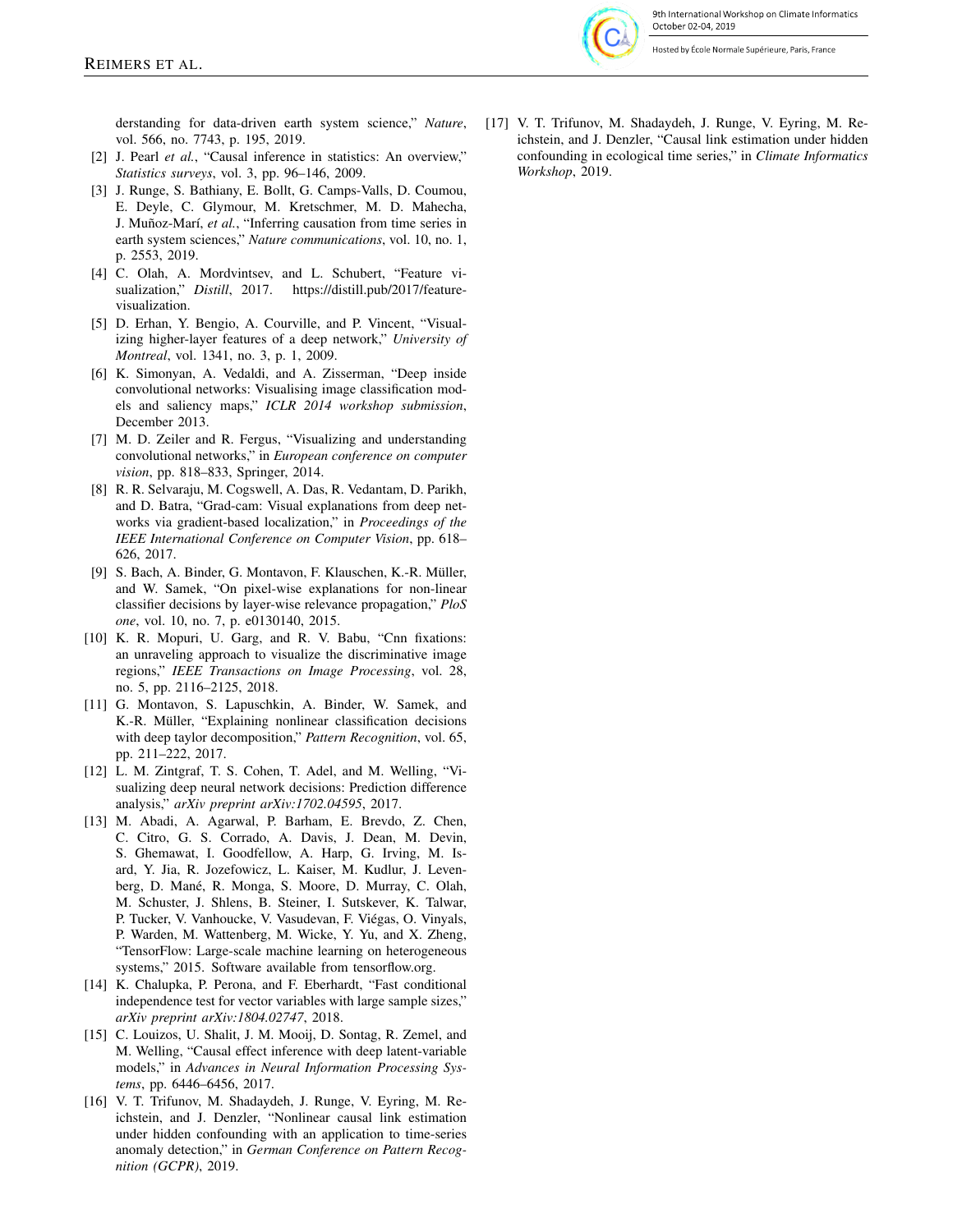derstanding for data-driven earth system science," *Nature*, vol. 566, no. 7743, p. 195, 2019.

[2] J. Pearl *et al.*, "Causal inference in statistics: An overview," *Statistics surveys*, vol. 3, pp. 96–146, 2009.

[3] J. Runge, S. Bathiany, E. Bollt, G. Camps-Valls, D. Coumou, E. Deyle, C. Glymour, M. Kretschmer, M. D. Mahecha, J. Muñoz-Marí, *et al.*, "Inferring causation from time series in earth system sciences," *Nature communications*, vol. 10, no. 1, p. 2553, 2019.

[4] C. Olah, A. Mordvintsev, and L. Schubert, "Feature visualization," *Distill*, 2017. https://distill.pub/2017/feature-visualization.

[5] D. Erhan, Y. Bengio, A. Courville, and P. Vincent, "Visualizing higher-layer features of a deep network," *University of Montreal*, vol. 1341, no. 3, p. 1, 2009.

[6] K. Simonyan, A. Vedaldi, and A. Zisserman, "Deep inside convolutional networks: Visualising image classification models and saliency maps," *ICLR 2014 workshop submission*, December 2013.

[7] M. D. Zeiler and R. Fergus, "Visualizing and understanding convolutional networks," in *European conference on computer vision*, pp. 818–833, Springer, 2014.

[8] R. R. Selvaraju, M. Cogswell, A. Das, R. Vedantam, D. Parikh, and D. Batra, "Grad-cam: Visual explanations from deep networks via gradient-based localization," in *Proceedings of the IEEE International Conference on Computer Vision*, pp. 618–626, 2017.

[9] S. Bach, A. Binder, G. Montavon, F. Klauschen, K.-R. Müller, and W. Samek, "On pixel-wise explanations for non-linear classifier decisions by layer-wise relevance propagation," *PloS one*, vol. 10, no. 7, p. e0130140, 2015.

[10] K. R. Mopuri, U. Garg, and R. V. Babu, "Cnn fixations: an unraveling approach to visualize the discriminative image regions," *IEEE Transactions on Image Processing*, vol. 28, no. 5, pp. 2116–2125, 2018.

[11] G. Montavon, S. Lapuschkin, A. Binder, W. Samek, and K.-R. Müller, "Explaining nonlinear classification decisions with deep taylor decomposition," *Pattern Recognition*, vol. 65, pp. 211–222, 2017.

[12] L. M. Zintgraf, T. S. Cohen, T. Adel, and M. Welling, "Visualizing deep neural network decisions: Prediction difference analysis," *arXiv preprint arXiv:1702.04595*, 2017.

[13] M. Abadi, A. Agarwal, P. Barham, E. Brevdo, Z. Chen, C. Citro, G. S. Corrado, A. Davis, J. Dean, M. Devin, S. Ghemawat, I. Goodfellow, A. Harp, G. Irving, M. Isard, Y. Jia, R. Jozefowicz, L. Kaiser, M. Kudlur, J. Levenberg, D. Mané, R. Monga, S. Moore, D. Murray, C. Olah, M. Schuster, J. Shlens, B. Steiner, I. Sutskever, K. Talwar, P. Tucker, V. Vanhoucke, V. Vasudevan, F. Viégas, O. Vinyals, P. Warden, M. Wattenberg, M. Wicke, Y. Yu, and X. Zheng, "TensorFlow: Large-scale machine learning on heterogeneous systems," 2015. Software available from tensorflow.org.

[14] K. Chalupka, P. Perona, and F. Eberhardt, "Fast conditional independence test for vector variables with large sample sizes," *arXiv preprint arXiv:1804.02747*, 2018.

[15] C. Louizos, U. Shalit, J. M. Mooij, D. Sontag, R. Zemel, and M. Welling, "Causal effect inference with deep latent-variable models," in *Advances in Neural Information Processing Systems*, pp. 6446–6456, 2017.

[16] V. T. Trifunov, M. Shadaydeh, J. Runge, V. Eyring, M. Reichstein, and J. Denzler, "Nonlinear causal link estimation under hidden confounding with an application to time-series anomaly detection," in *German Conference on Pattern Recognition (GCPR)*, 2019.

[17] V. T. Trifunov, M. Shadaydeh, J. Runge, V. Eyring, M. Reichstein, and J. Denzler, "Causal link estimation under hidden confounding in ecological time series," in *Climate Informatics Workshop*, 2019.